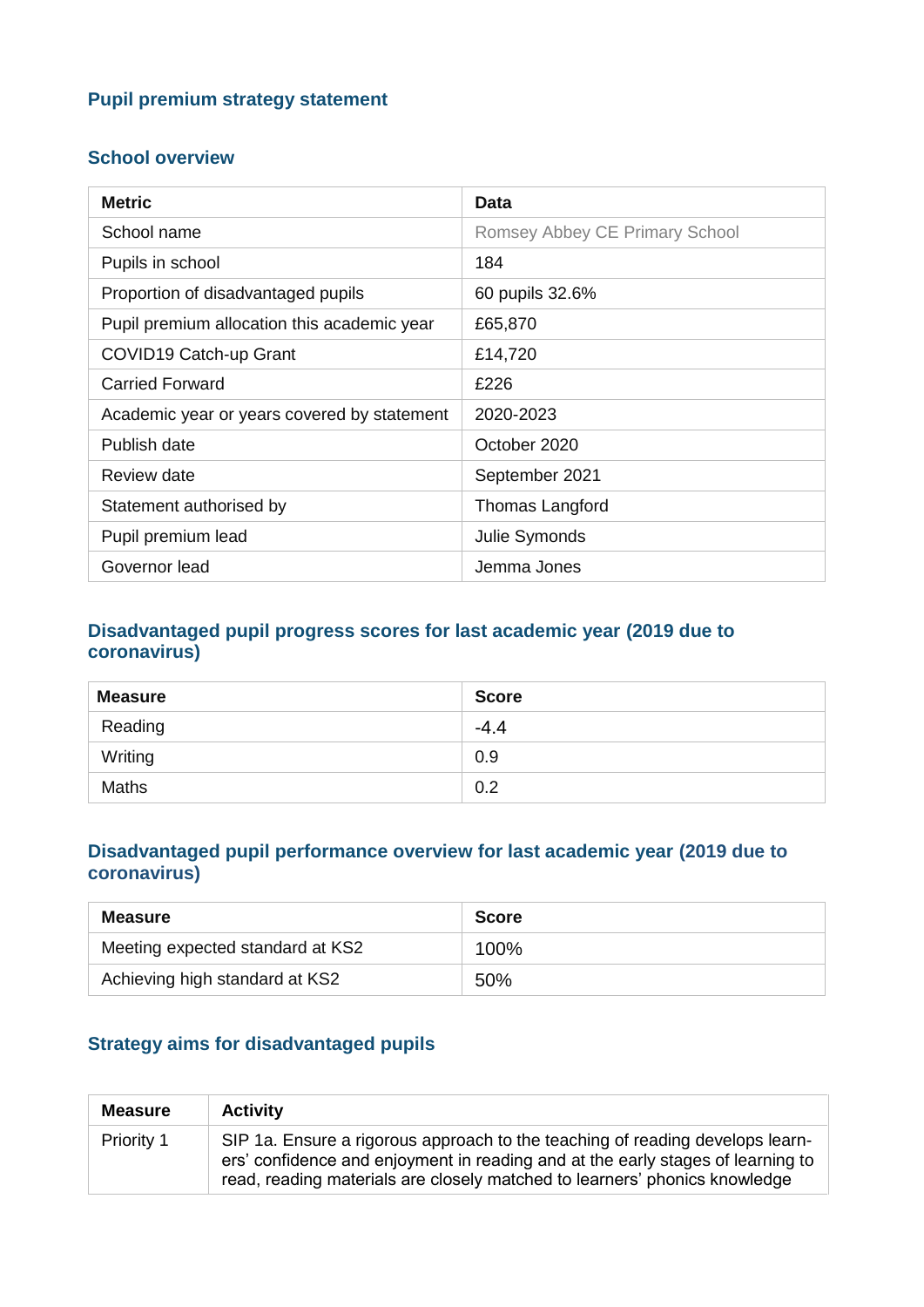## Pupil premium strategy statement

### School overview

| Metric | Data |
|---|---|
| School name | Romsey Abbey CE Primary School |
| Pupils in school | 184 |
| Proportion of disadvantaged pupils | 60 pupils 32.6% |
| Pupil premium allocation this academic year | £65,870 |
| COVID19 Catch-up Grant | £14,720 |
| Carried Forward | £226 |
| Academic year or years covered by statement | 2020-2023 |
| Publish date | October 2020 |
| Review date | September 2021 |
| Statement authorised by | Thomas Langford |
| Pupil premium lead | Julie Symonds |
| Governor lead | Jemma Jones |

### Disadvantaged pupil progress scores for last academic year (2019 due to coronavirus)

| Measure | Score |
|---|---|
| Reading | -4.4 |
| Writing | 0.9 |
| Maths | 0.2 |

### Disadvantaged pupil performance overview for last academic year (2019 due to coronavirus)

| Measure | Score |
|---|---|
| Meeting expected standard at KS2 | 100% |
| Achieving high standard at KS2 | 50% |

### Strategy aims for disadvantaged pupils

| Measure | Activity |
|---|---|
| Priority 1 | SIP 1a. Ensure a rigorous approach to the teaching of reading develops learners' confidence and enjoyment in reading and at the early stages of learning to read, reading materials are closely matched to learners' phonics knowledge |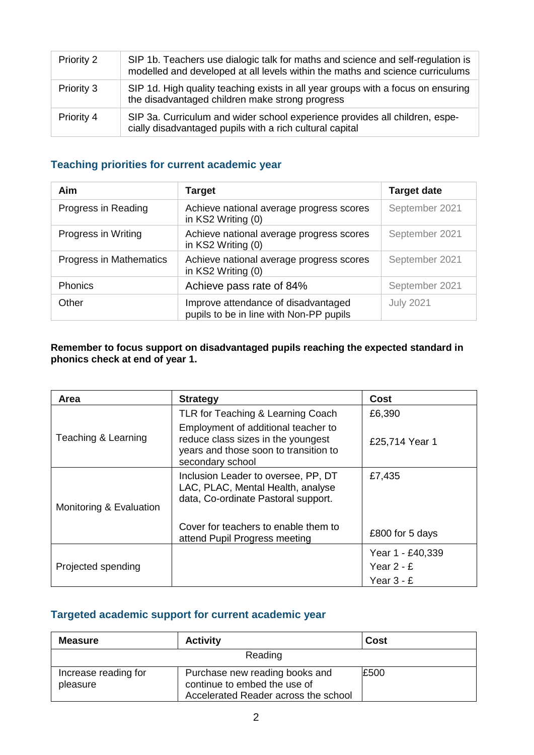| Priority 2 | SIP 1b. Teachers use dialogic talk for maths and science and self-regulation is modelled and developed at all levels within the maths and science curriculums |
|---|---|
| Priority 3 | SIP 1d. High quality teaching exists in all year groups with a focus on ensuring the disadvantaged children make strong progress |
| Priority 4 | SIP 3a. Curriculum and wider school experience provides all children, especially disadvantaged pupils with a rich cultural capital |

## Teaching priorities for current academic year

| Aim | Target | Target date |
|---|---|---|
| Progress in Reading | Achieve national average progress scores in KS2 Writing (0) | September 2021 |
| Progress in Writing | Achieve national average progress scores in KS2 Writing (0) | September 2021 |
| Progress in Mathematics | Achieve national average progress scores in KS2 Writing (0) | September 2021 |
| Phonics | Achieve pass rate of 84% | September 2021 |
| Other | Improve attendance of disadvantaged pupils to be in line with Non-PP pupils | July 2021 |

**Remember to focus support on disadvantaged pupils reaching the expected standard in phonics check at end of year 1.**

| Area | Strategy | Cost |
|---|---|---|
| Teaching & Learning | TLR for Teaching & Learning Coach | £6,390 |
| | Employment of additional teacher to reduce class sizes in the youngest years and those soon to transition to secondary school | £25,714 Year 1 |
| Monitoring & Evaluation | Inclusion Leader to oversee, PP, DT LAC, PLAC, Mental Health, analyse data, Co-ordinate Pastoral support. | £7,435 |
| | Cover for teachers to enable them to attend Pupil Progress meeting | £800 for 5 days |
| Projected spending | | Year 1 - £40,339<br>Year 2 - £<br>Year 3 - £ |

## Targeted academic support for current academic year

| Measure | Activity | Cost |
|---|---|---|
| Reading | | |
| Increase reading for pleasure | Purchase new reading books and continue to embed the use of Accelerated Reader across the school | £500 |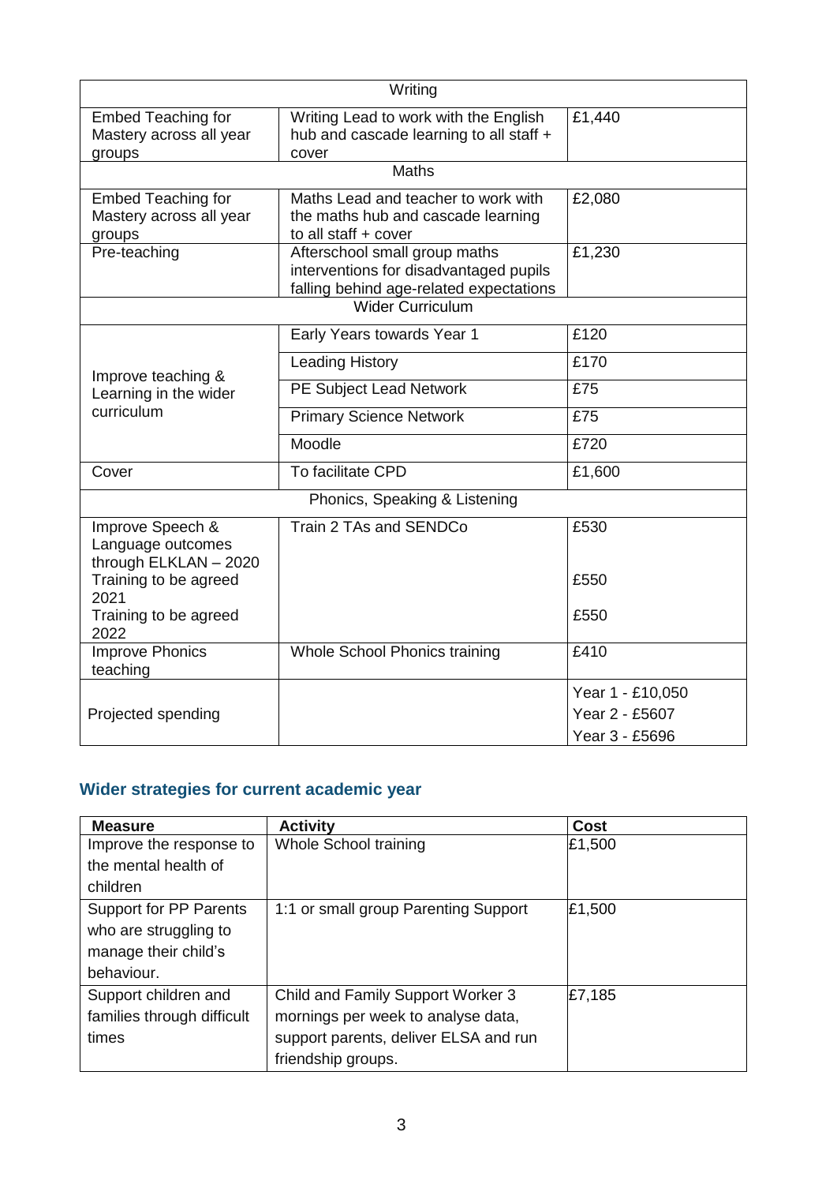| Writing | | |
|---|---|---|
| Embed Teaching for Mastery across all year groups | Writing Lead to work with the English hub and cascade learning to all staff + cover | £1,440 |
| Maths | | |
| Embed Teaching for Mastery across all year groups | Maths Lead and teacher to work with the maths hub and cascade learning to all staff + cover | £2,080 |
| Pre-teaching | Afterschool small group maths interventions for disadvantaged pupils falling behind age-related expectations | £1,230 |
| Wider Curriculum | | |
| Improve teaching & Learning in the wider curriculum | Early Years towards Year 1 | £120 |
| | Leading History | £170 |
| | PE Subject Lead Network | £75 |
| | Primary Science Network | £75 |
| | Moodle | £720 |
| Cover | To facilitate CPD | £1,600 |
| Phonics, Speaking & Listening | | |
| Improve Speech & Language outcomes through ELKLAN – 2020<br>Training to be agreed 2021<br>Training to be agreed 2022 | Train 2 TAs and SENDCo | £530<br><br>£550<br><br>£550 |
| Improve Phonics teaching | Whole School Phonics training | £410 |
| Projected spending | | Year 1 - £10,050<br>Year 2 - £5607<br>Year 3 - £5696 |

## Wider strategies for current academic year

| Measure | Activity | Cost |
|---|---|---|
| Improve the response to the mental health of children | Whole School training | £1,500 |
| Support for PP Parents who are struggling to manage their child's behaviour. | 1:1 or small group Parenting Support | £1,500 |
| Support children and families through difficult times | Child and Family Support Worker 3 mornings per week to analyse data, support parents, deliver ELSA and run friendship groups. | £7,185 |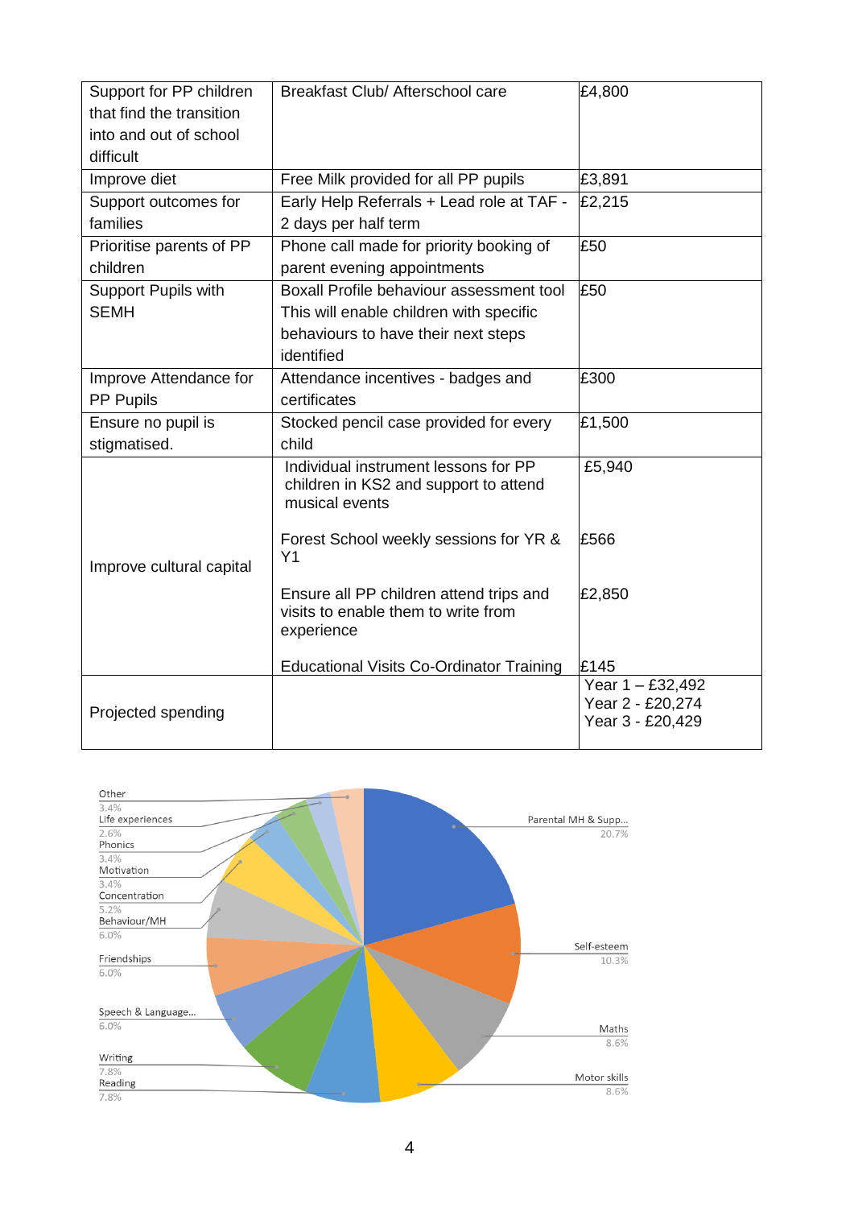| | | |
|---|---|---|
| Support for PP children that find the transition into and out of school difficult | Breakfast Club/ Afterschool care | £4,800 |
| Improve diet | Free Milk provided for all PP pupils | £3,891 |
| Support outcomes for families | Early Help Referrals + Lead role at TAF - 2 days per half term | £2,215 |
| Prioritise parents of PP children | Phone call made for priority booking of parent evening appointments | £50 |
| Support Pupils with SEMH | Boxall Profile behaviour assessment tool This will enable children with specific behaviours to have their next steps identified | £50 |
| Improve Attendance for PP Pupils | Attendance incentives - badges and certificates | £300 |
| Ensure no pupil is stigmatised. | Stocked pencil case provided for every child | £1,500 |
| Improve cultural capital | Individual instrument lessons for PP children in KS2 and support to attend musical events<br><br>Forest School weekly sessions for YR & Y1<br><br>Ensure all PP children attend trips and visits to enable them to write from experience<br><br>Educational Visits Co-Ordinator Training | £5,940<br><br>£566<br><br>£2,850<br><br>£145 |
| Projected spending | | Year 1 – £32,492<br>Year 2 - £20,274<br>Year 3 - £20,429 |

Other
3.4%
Life experiences
2.6%
Phonics
3.4%
Motivation
3.4%
Concentration
5.2%
Behaviour/MH
6.0%
Friendships
6.0%
Speech & Language...
6.0%
Writing
7.8%
Reading
7.8%
Parental MH & Supp...
20.7%
Self-esteem
10.3%
Maths
8.6%
Motor skills
8.6%